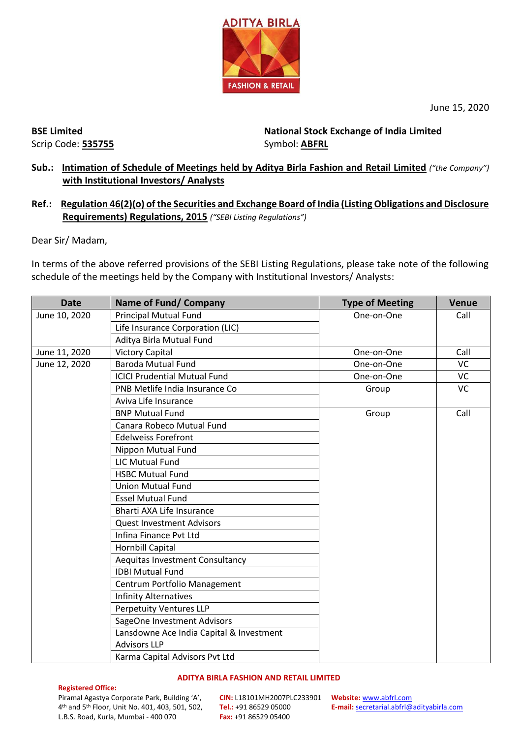ADITYA BIRLA FASHION & RETAIL

June 15, 2020

**BSE Limited**
Scrip Code: **535755**

**National Stock Exchange of India Limited**
Symbol: **ABFRL**

**Sub.: Intimation of Schedule of Meetings held by Aditya Birla Fashion and Retail Limited** *("the Company")* **with Institutional Investors/ Analysts**

**Ref.: Regulation 46(2)(o) of the Securities and Exchange Board of India (Listing Obligations and Disclosure Requirements) Regulations, 2015** *("SEBI Listing Regulations")*

Dear Sir/ Madam,

In terms of the above referred provisions of the SEBI Listing Regulations, please take note of the following schedule of the meetings held by the Company with Institutional Investors/ Analysts:

| Date | Name of Fund/ Company | Type of Meeting | Venue |
|---|---|---|---|
| June 10, 2020 | Principal Mutual Fund | One-on-One | Call |
| | Life Insurance Corporation (LIC) | | |
| | Aditya Birla Mutual Fund | | |
| June 11, 2020 | Victory Capital | One-on-One | Call |
| June 12, 2020 | Baroda Mutual Fund | One-on-One | VC |
| | ICICI Prudential Mutual Fund | One-on-One | VC |
| | PNB Metlife India Insurance Co | Group | VC |
| | Aviva Life Insurance | | |
| | BNP Mutual Fund | Group | Call |
| | Canara Robeco Mutual Fund | | |
| | Edelweiss Forefront | | |
| | Nippon Mutual Fund | | |
| | LIC Mutual Fund | | |
| | HSBC Mutual Fund | | |
| | Union Mutual Fund | | |
| | Essel Mutual Fund | | |
| | Bharti AXA Life Insurance | | |
| | Quest Investment Advisors | | |
| | Infina Finance Pvt Ltd | | |
| | Hornbill Capital | | |
| | Aequitas Investment Consultancy | | |
| | IDBI Mutual Fund | | |
| | Centrum Portfolio Management | | |
| | Infinity Alternatives | | |
| | Perpetuity Ventures LLP | | |
| | SageOne Investment Advisors | | |
| | Lansdowne Ace India Capital & Investment Advisors LLP | | |
| | Karma Capital Advisors Pvt Ltd | | |

**ADITYA BIRLA FASHION AND RETAIL LIMITED**

**Registered Office:**
Piramal Agastya Corporate Park, Building 'A', 4th and 5th Floor, Unit No. 401, 403, 501, 502, L.B.S. Road, Kurla, Mumbai - 400 070

**CIN:** L18101MH2007PLC233901
**Tel.:** +91 86529 05000
**Fax:** +91 86529 05400

**Website:** www.abfrl.com
**E-mail:** secretarial.abfrl@adityabirla.com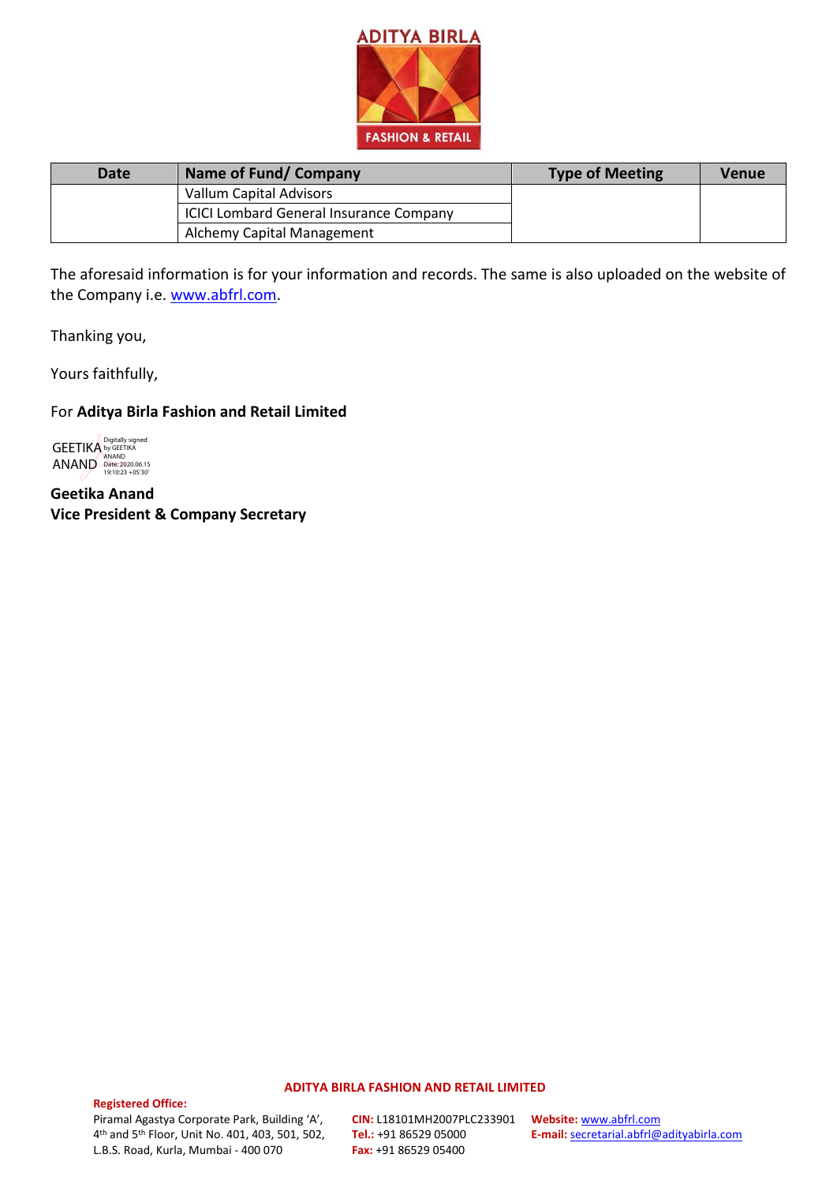ADITYA BIRLA FASHION & RETAIL

| Date | Name of Fund/ Company | Type of Meeting | Venue |
|---|---|---|---|
| | Vallum Capital Advisors | | |
| | ICICI Lombard General Insurance Company | | |
| | Alchemy Capital Management | | |

The aforesaid information is for your information and records. The same is also uploaded on the website of the Company i.e. www.abfrl.com.

Thanking you,

Yours faithfully,

For **Aditya Birla Fashion and Retail Limited**

GEETIKA ANAND
Digitally signed by GEETIKA ANAND
Date: 2020.06.15 19:10:23 +05'30'

**Geetika Anand**
**Vice President & Company Secretary**

**ADITYA BIRLA FASHION AND RETAIL LIMITED**

**Registered Office:**
Piramal Agastya Corporate Park, Building 'A', 4th and 5th Floor, Unit No. 401, 403, 501, 502, L.B.S. Road, Kurla, Mumbai - 400 070

**CIN:** L18101MH2007PLC233901
**Tel.:** +91 86529 05000
**Fax:** +91 86529 05400

**Website:** www.abfrl.com
**E-mail:** secretarial.abfrl@adityabirla.com